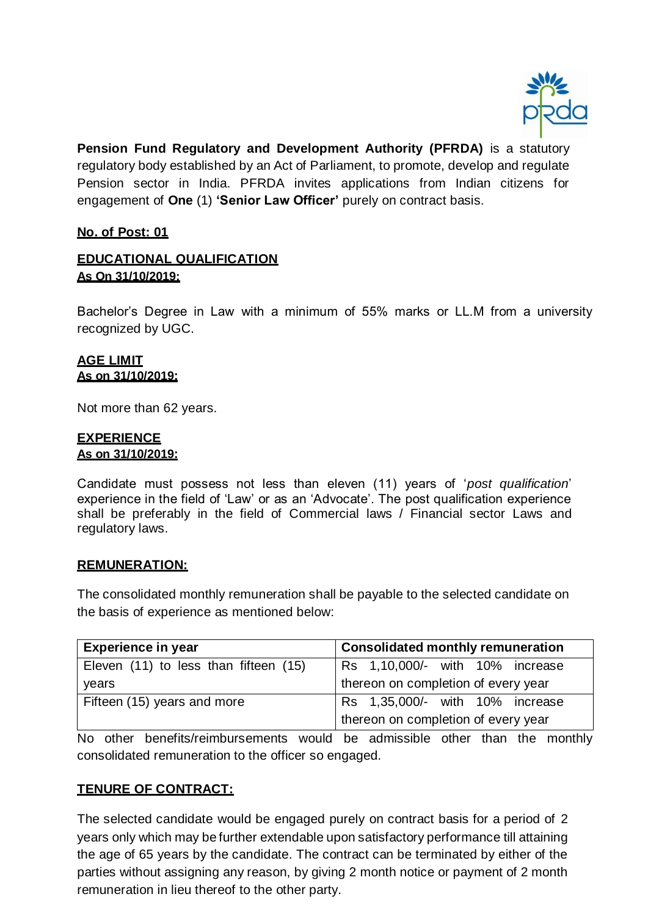**Pension Fund Regulatory and Development Authority (PFRDA)** is a statutory regulatory body established by an Act of Parliament, to promote, develop and regulate Pension sector in India. PFRDA invites applications from Indian citizens for engagement of **One** (1) **'Senior Law Officer'** purely on contract basis.

**No. of Post: 01**

**EDUCATIONAL QUALIFICATION**
**As On 31/10/2019:**

Bachelor's Degree in Law with a minimum of 55% marks or LL.M from a university recognized by UGC.

**AGE LIMIT**
**As on 31/10/2019:**

Not more than 62 years.

**EXPERIENCE**
**As on 31/10/2019:**

Candidate must possess not less than eleven (11) years of '*post qualification*' experience in the field of 'Law' or as an 'Advocate'. The post qualification experience shall be preferably in the field of Commercial laws / Financial sector Laws and regulatory laws.

**REMUNERATION:**

The consolidated monthly remuneration shall be payable to the selected candidate on the basis of experience as mentioned below:

| Experience in year | Consolidated monthly remuneration |
|---|---|
| Eleven (11) to less than fifteen (15) years | Rs 1,10,000/- with 10% increase thereon on completion of every year |
| Fifteen (15) years and more | Rs 1,35,000/- with 10% increase thereon on completion of every year |

No other benefits/reimbursements would be admissible other than the monthly consolidated remuneration to the officer so engaged.

**TENURE OF CONTRACT:**

The selected candidate would be engaged purely on contract basis for a period of 2 years only which may be further extendable upon satisfactory performance till attaining the age of 65 years by the candidate. The contract can be terminated by either of the parties without assigning any reason, by giving 2 month notice or payment of 2 month remuneration in lieu thereof to the other party.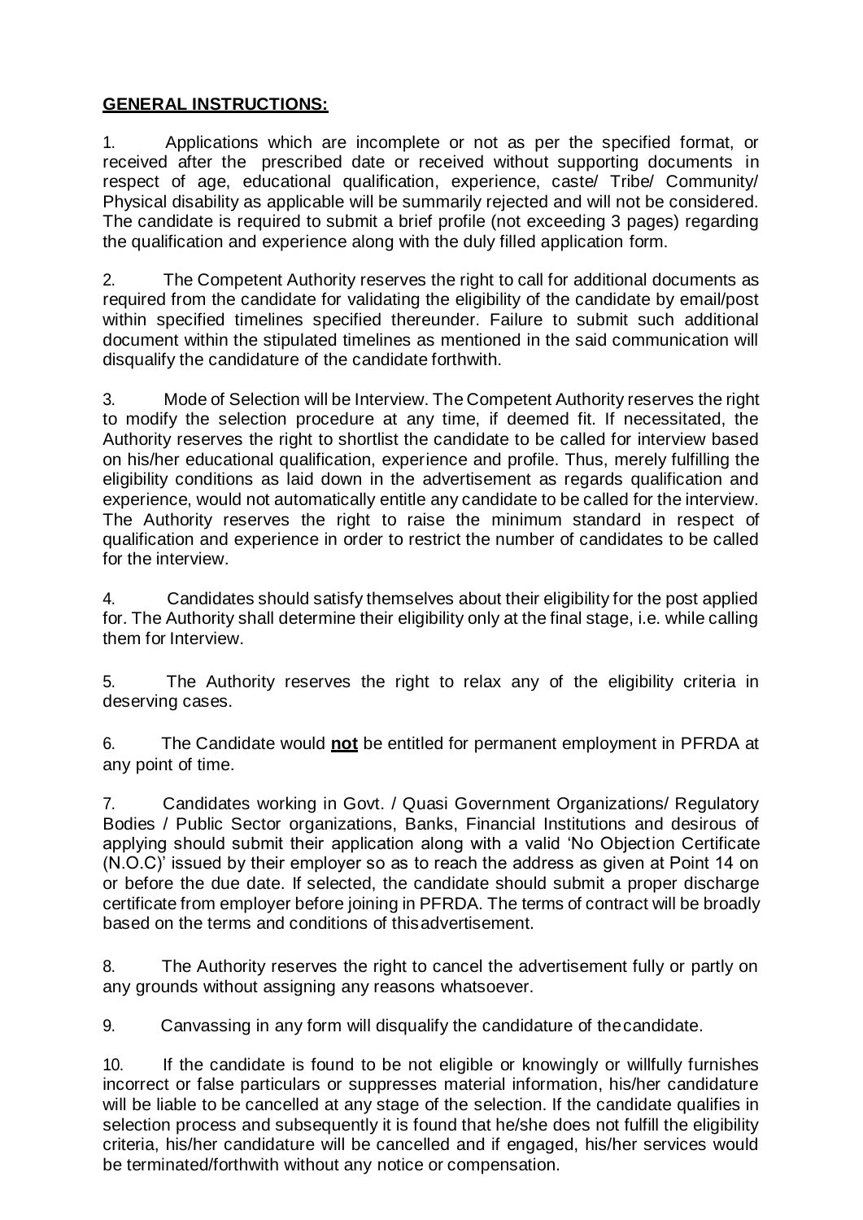**GENERAL INSTRUCTIONS:**

1. Applications which are incomplete or not as per the specified format, or received after the prescribed date or received without supporting documents in respect of age, educational qualification, experience, caste/ Tribe/ Community/ Physical disability as applicable will be summarily rejected and will not be considered. The candidate is required to submit a brief profile (not exceeding 3 pages) regarding the qualification and experience along with the duly filled application form.

2. The Competent Authority reserves the right to call for additional documents as required from the candidate for validating the eligibility of the candidate by email/post within specified timelines specified thereunder. Failure to submit such additional document within the stipulated timelines as mentioned in the said communication will disqualify the candidature of the candidate forthwith.

3. Mode of Selection will be Interview. The Competent Authority reserves the right to modify the selection procedure at any time, if deemed fit. If necessitated, the Authority reserves the right to shortlist the candidate to be called for interview based on his/her educational qualification, experience and profile. Thus, merely fulfilling the eligibility conditions as laid down in the advertisement as regards qualification and experience, would not automatically entitle any candidate to be called for the interview. The Authority reserves the right to raise the minimum standard in respect of qualification and experience in order to restrict the number of candidates to be called for the interview.

4. Candidates should satisfy themselves about their eligibility for the post applied for. The Authority shall determine their eligibility only at the final stage, i.e. while calling them for Interview.

5. The Authority reserves the right to relax any of the eligibility criteria in deserving cases.

6. The Candidate would **not** be entitled for permanent employment in PFRDA at any point of time.

7. Candidates working in Govt. / Quasi Government Organizations/ Regulatory Bodies / Public Sector organizations, Banks, Financial Institutions and desirous of applying should submit their application along with a valid 'No Objection Certificate (N.O.C)' issued by their employer so as to reach the address as given at Point 14 on or before the due date. If selected, the candidate should submit a proper discharge certificate from employer before joining in PFRDA. The terms of contract will be broadly based on the terms and conditions of this advertisement.

8. The Authority reserves the right to cancel the advertisement fully or partly on any grounds without assigning any reasons whatsoever.

9. Canvassing in any form will disqualify the candidature of the candidate.

10. If the candidate is found to be not eligible or knowingly or willfully furnishes incorrect or false particulars or suppresses material information, his/her candidature will be liable to be cancelled at any stage of the selection. If the candidate qualifies in selection process and subsequently it is found that he/she does not fulfill the eligibility criteria, his/her candidature will be cancelled and if engaged, his/her services would be terminated/forthwith without any notice or compensation.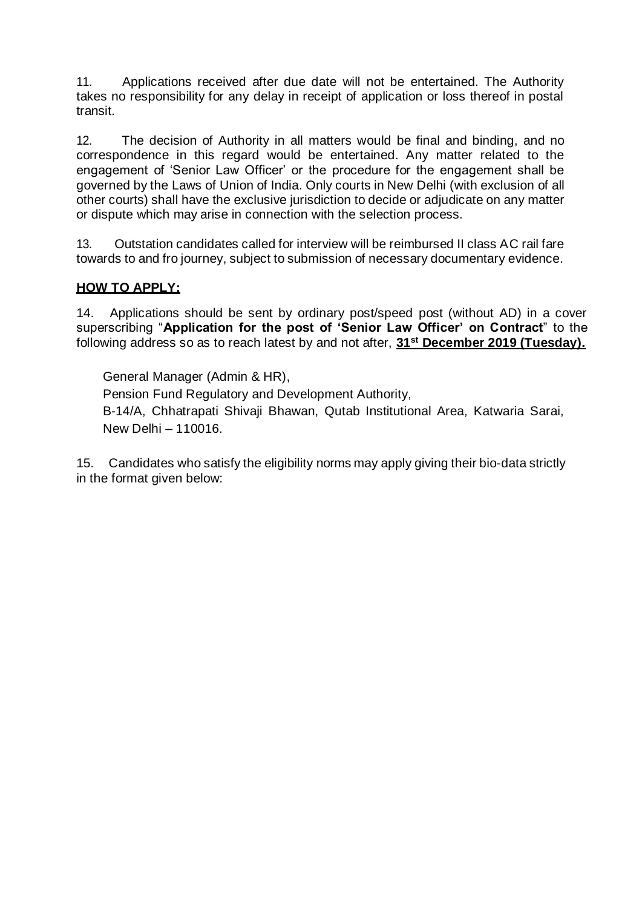11. Applications received after due date will not be entertained. The Authority takes no responsibility for any delay in receipt of application or loss thereof in postal transit.

12. The decision of Authority in all matters would be final and binding, and no correspondence in this regard would be entertained. Any matter related to the engagement of 'Senior Law Officer' or the procedure for the engagement shall be governed by the Laws of Union of India. Only courts in New Delhi (with exclusion of all other courts) shall have the exclusive jurisdiction to decide or adjudicate on any matter or dispute which may arise in connection with the selection process.

13. Outstation candidates called for interview will be reimbursed II class AC rail fare towards to and fro journey, subject to submission of necessary documentary evidence.

**HOW TO APPLY:**

14. Applications should be sent by ordinary post/speed post (without AD) in a cover superscribing "**Application for the post of 'Senior Law Officer' on Contract**" to the following address so as to reach latest by and not after, **31st December 2019 (Tuesday).**

General Manager (Admin & HR),
Pension Fund Regulatory and Development Authority,
B-14/A, Chhatrapati Shivaji Bhawan, Qutab Institutional Area, Katwaria Sarai, New Delhi – 110016.

15. Candidates who satisfy the eligibility norms may apply giving their bio-data strictly in the format given below: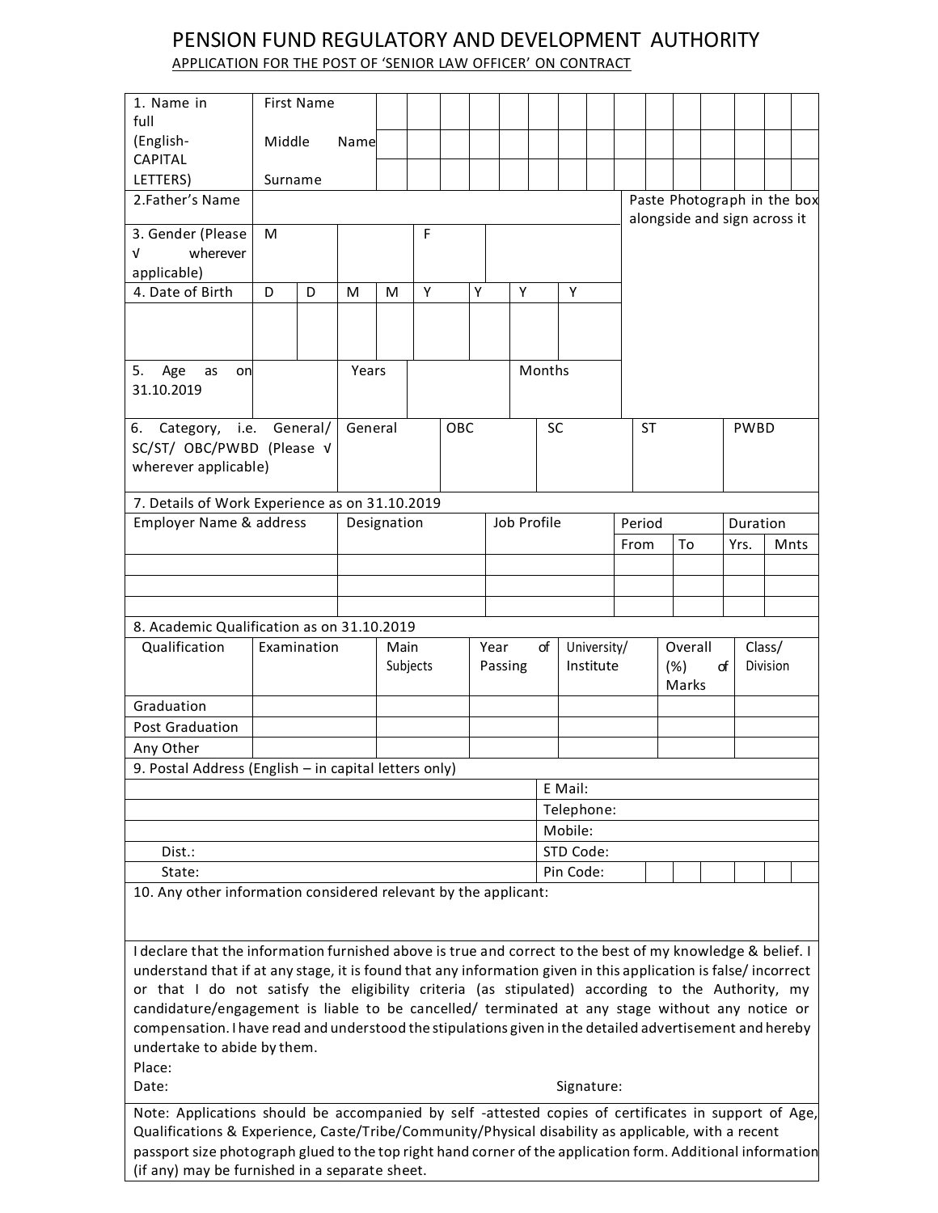# PENSION FUND REGULATORY AND DEVELOPMENT AUTHORITY

APPLICATION FOR THE POST OF 'SENIOR LAW OFFICER' ON CONTRACT

| | | | | | | | | | | | | | | | | | | |
|---|---|---|---|---|---|---|---|---|---|---|---|---|---|---|---|---|---|---|
| 1. Name in full (English- CAPITAL LETTERS) | First Name | | | | | | | | | | | | | | | | | |
| | Middle Name | | | | | | | | | | | | | | | | | |
| | Surname | | | | | | | | | | | | | | | | | |

| | | | | | | | | | |
|---|---|---|---|---|---|---|---|---|---|
| 2.Father's Name | | | | | | | | | Paste Photograph in the box alongside and sign across it |
| 3. Gender (Please √ wherever applicable) | M | | | F | | | | | |
| 4. Date of Birth | D | D | M | M | Y | Y | Y | Y | |
| | | | | | | | | | |
| 5. Age as on 31.10.2019 | | Years | | | | Months | | | |

| | | | | | |
|---|---|---|---|---|---|
| 6. Category, i.e. General/ SC/ST/ OBC/PWBD (Please √ wherever applicable) | General | OBC | SC | ST | PWBD |

7. Details of Work Experience as on 31.10.2019

| Employer Name & address | Designation | Job Profile | Period | | Duration | |
|---|---|---|---|---|---|---|
| | | | From | To | Yrs. | Mnts |
| | | | | | | |
| | | | | | | |
| | | | | | | |

8. Academic Qualification as on 31.10.2019

| Qualification | Examination | Main Subjects | Year of Passing | University/ Institute | Overall (%) of Marks | Class/ Division |
|---|---|---|---|---|---|---|
| Graduation | | | | | | |
| Post Graduation | | | | | | |
| Any Other | | | | | | |

9. Postal Address (English – in capital letters only)

| | |
|---|---|
| | E Mail: |
| | Telephone: |
| | Mobile: |
| Dist.: | STD Code: |
| State: | Pin Code: |

10. Any other information considered relevant by the applicant:

I declare that the information furnished above is true and correct to the best of my knowledge & belief. I understand that if at any stage, it is found that any information given in this application is false/ incorrect or that I do not satisfy the eligibility criteria (as stipulated) according to the Authority, my candidature/engagement is liable to be cancelled/ terminated at any stage without any notice or compensation. I have read and understood the stipulations given in the detailed advertisement and hereby undertake to abide by them.

Place:

Date: Signature:

Note: Applications should be accompanied by self -attested copies of certificates in support of Age, Qualifications & Experience, Caste/Tribe/Community/Physical disability as applicable, with a recent passport size photograph glued to the top right hand corner of the application form. Additional information (if any) may be furnished in a separate sheet.